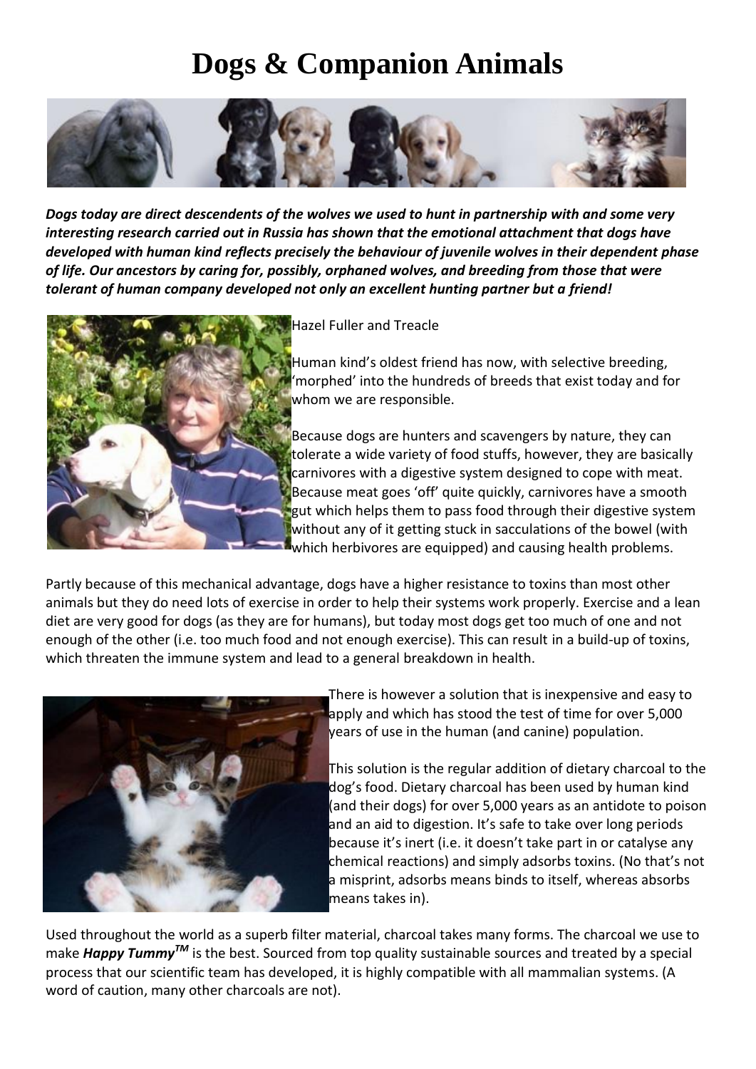# Dogs & Companion Animals

***Dogs today are direct descendents of the wolves we used to hunt in partnership with and some very interesting research carried out in Russia has shown that the emotional attachment that dogs have developed with human kind reflects precisely the behaviour of juvenile wolves in their dependent phase of life. Our ancestors by caring for, possibly, orphaned wolves, and breeding from those that were tolerant of human company developed not only an excellent hunting partner but a friend!***

Hazel Fuller and Treacle

Human kind's oldest friend has now, with selective breeding, 'morphed' into the hundreds of breeds that exist today and for whom we are responsible.

Because dogs are hunters and scavengers by nature, they can tolerate a wide variety of food stuffs, however, they are basically carnivores with a digestive system designed to cope with meat. Because meat goes 'off' quite quickly, carnivores have a smooth gut which helps them to pass food through their digestive system without any of it getting stuck in sacculations of the bowel (with which herbivores are equipped) and causing health problems.

Partly because of this mechanical advantage, dogs have a higher resistance to toxins than most other animals but they do need lots of exercise in order to help their systems work properly. Exercise and a lean diet are very good for dogs (as they are for humans), but today most dogs get too much of one and not enough of the other (i.e. too much food and not enough exercise). This can result in a build-up of toxins, which threaten the immune system and lead to a general breakdown in health.

There is however a solution that is inexpensive and easy to apply and which has stood the test of time for over 5,000 years of use in the human (and canine) population.

This solution is the regular addition of dietary charcoal to the dog's food. Dietary charcoal has been used by human kind (and their dogs) for over 5,000 years as an antidote to poison and an aid to digestion. It's safe to take over long periods because it's inert (i.e. it doesn't take part in or catalyse any chemical reactions) and simply adsorbs toxins. (No that's not a misprint, adsorbs means binds to itself, whereas absorbs means takes in).

Used throughout the world as a superb filter material, charcoal takes many forms. The charcoal we use to make ***Happy Tummy***[TM] is the best. Sourced from top quality sustainable sources and treated by a special process that our scientific team has developed, it is highly compatible with all mammalian systems. (A word of caution, many other charcoals are not).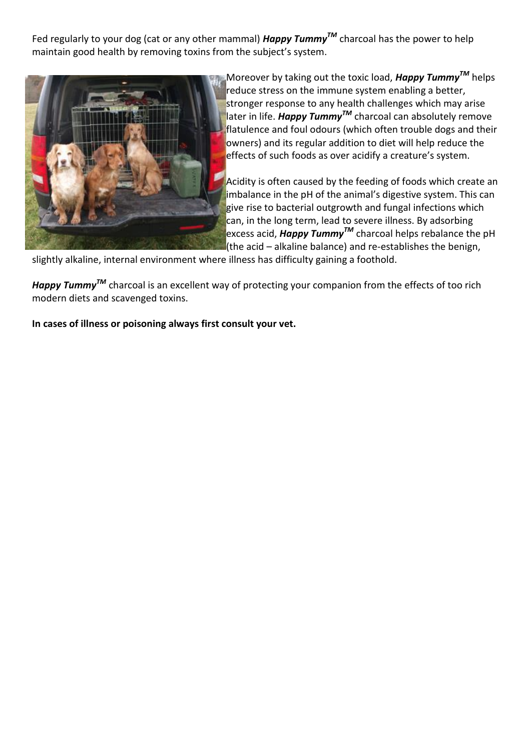Fed regularly to your dog (cat or any other mammal) ***Happy Tummy$^{TM}$*** charcoal has the power to help maintain good health by removing toxins from the subject's system.

Moreover by taking out the toxic load, ***Happy Tummy$^{TM}$*** helps reduce stress on the immune system enabling a better, stronger response to any health challenges which may arise later in life. ***Happy Tummy$^{TM}$*** charcoal can absolutely remove flatulence and foul odours (which often trouble dogs and their owners) and its regular addition to diet will help reduce the effects of such foods as over acidify a creature's system.

Acidity is often caused by the feeding of foods which create an imbalance in the pH of the animal's digestive system. This can give rise to bacterial outgrowth and fungal infections which can, in the long term, lead to severe illness. By adsorbing excess acid, ***Happy Tummy$^{TM}$*** charcoal helps rebalance the pH (the acid – alkaline balance) and re-establishes the benign, slightly alkaline, internal environment where illness has difficulty gaining a foothold.

***Happy Tummy$^{TM}$*** charcoal is an excellent way of protecting your companion from the effects of too rich modern diets and scavenged toxins.

**In cases of illness or poisoning always first consult your vet.**